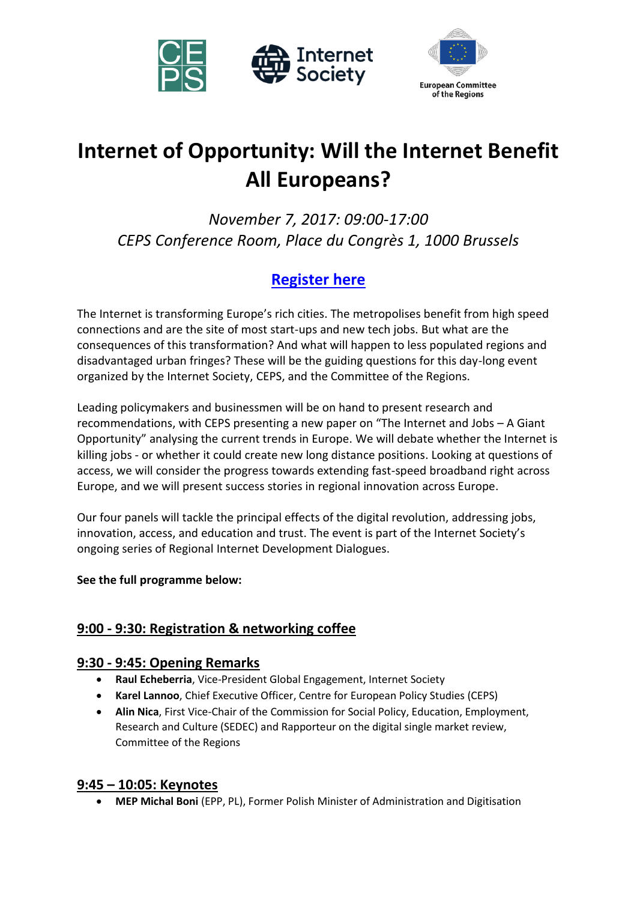# Internet of Opportunity: Will the Internet Benefit All Europeans?

*November 7, 2017: 09:00-17:00*
*CEPS Conference Room, Place du Congrès 1, 1000 Brussels*

## [Register here]

The Internet is transforming Europe's rich cities. The metropolises benefit from high speed connections and are the site of most start-ups and new tech jobs. But what are the consequences of this transformation? And what will happen to less populated regions and disadvantaged urban fringes? These will be the guiding questions for this day-long event organized by the Internet Society, CEPS, and the Committee of the Regions.

Leading policymakers and businessmen will be on hand to present research and recommendations, with CEPS presenting a new paper on "The Internet and Jobs – A Giant Opportunity" analysing the current trends in Europe. We will debate whether the Internet is killing jobs - or whether it could create new long distance positions. Looking at questions of access, we will consider the progress towards extending fast-speed broadband right across Europe, and we will present success stories in regional innovation across Europe.

Our four panels will tackle the principal effects of the digital revolution, addressing jobs, innovation, access, and education and trust. The event is part of the Internet Society's ongoing series of Regional Internet Development Dialogues.

**See the full programme below:**

## 9:00 - 9:30: Registration & networking coffee

## 9:30 - 9:45: Opening Remarks

- **Raul Echeberria**, Vice-President Global Engagement, Internet Society
- **Karel Lannoo**, Chief Executive Officer, Centre for European Policy Studies (CEPS)
- **Alin Nica**, First Vice-Chair of the Commission for Social Policy, Education, Employment, Research and Culture (SEDEC) and Rapporteur on the digital single market review, Committee of the Regions

## 9:45 – 10:05: Keynotes

- **MEP Michal Boni** (EPP, PL), Former Polish Minister of Administration and Digitisation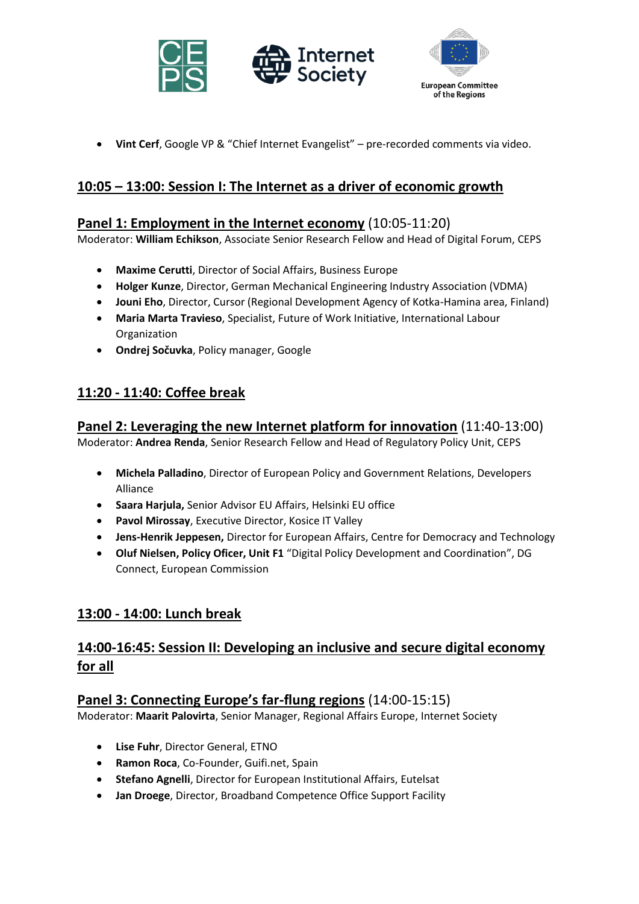- **Vint Cerf**, Google VP & “Chief Internet Evangelist” – pre-recorded comments via video.

## 10:05 – 13:00: Session I: The Internet as a driver of economic growth

### Panel 1: Employment in the Internet economy (10:05-11:20)

Moderator: **William Echikson**, Associate Senior Research Fellow and Head of Digital Forum, CEPS

- **Maxime Cerutti**, Director of Social Affairs, Business Europe
- **Holger Kunze**, Director, German Mechanical Engineering Industry Association (VDMA)
- **Jouni Eho**, Director, Cursor (Regional Development Agency of Kotka-Hamina area, Finland)
- **Maria Marta Travieso**, Specialist, Future of Work Initiative, International Labour Organization
- **Ondrej Sočuvka**, Policy manager, Google

## 11:20 - 11:40: Coffee break

### Panel 2: Leveraging the new Internet platform for innovation (11:40-13:00)

Moderator: **Andrea Renda**, Senior Research Fellow and Head of Regulatory Policy Unit, CEPS

- **Michela Palladino**, Director of European Policy and Government Relations, Developers Alliance
- **Saara Harjula,** Senior Advisor EU Affairs, Helsinki EU office
- **Pavol Mirossay**, Executive Director, Kosice IT Valley
- **Jens-Henrik Jeppesen,** Director for European Affairs, Centre for Democracy and Technology
- **Oluf Nielsen, Policy Oficer, Unit F1** “Digital Policy Development and Coordination”, DG Connect, European Commission

## 13:00 - 14:00: Lunch break

## 14:00-16:45: Session II: Developing an inclusive and secure digital economy for all

### Panel 3: Connecting Europe’s far-flung regions (14:00-15:15)

Moderator: **Maarit Palovirta**, Senior Manager, Regional Affairs Europe, Internet Society

- **Lise Fuhr**, Director General, ETNO
- **Ramon Roca**, Co-Founder, Guifi.net, Spain
- **Stefano Agnelli**, Director for European Institutional Affairs, Eutelsat
- **Jan Droege**, Director, Broadband Competence Office Support Facility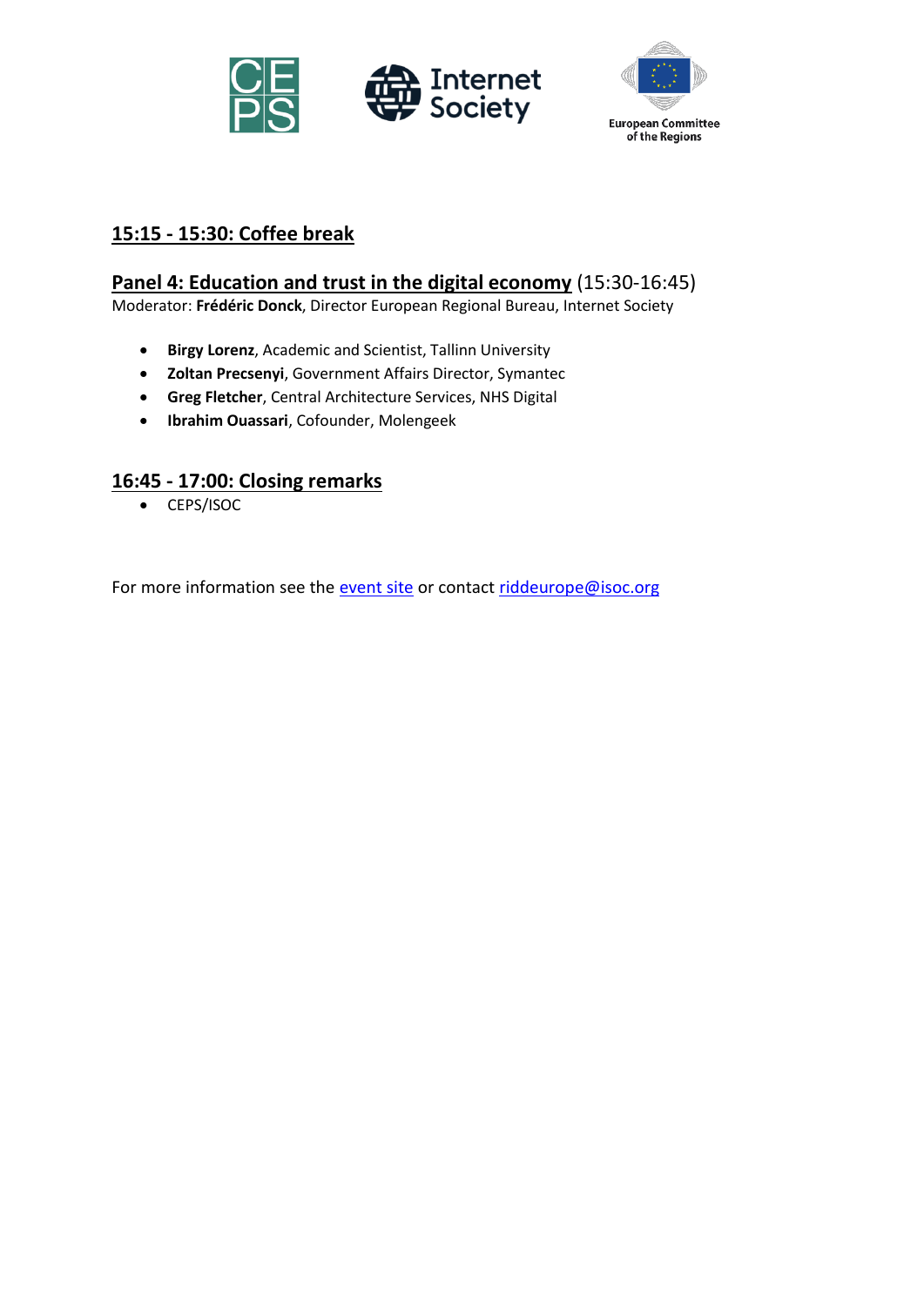**15:15 - 15:30: Coffee break**

**Panel 4: Education and trust in the digital economy** (15:30-16:45)
Moderator: **Frédéric Donck**, Director European Regional Bureau, Internet Society

- **Birgy Lorenz**, Academic and Scientist, Tallinn University
- **Zoltan Precsenyi**, Government Affairs Director, Symantec
- **Greg Fletcher**, Central Architecture Services, NHS Digital
- **Ibrahim Ouassari**, Cofounder, Molengeek

**16:45 - 17:00: Closing remarks**

- CEPS/ISOC

For more information see the event site or contact riddeurope@isoc.org